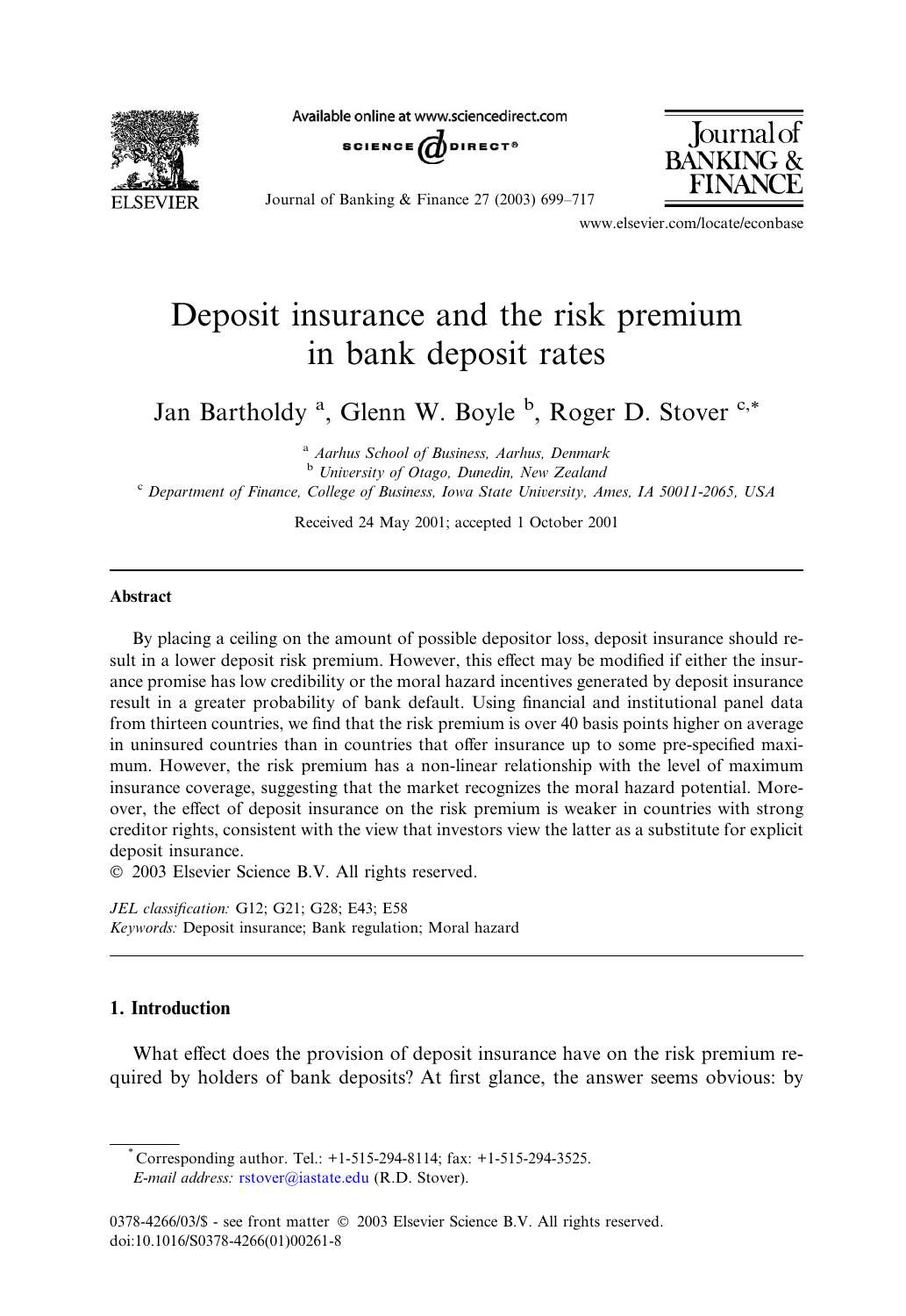# Deposit insurance and the risk premium in bank deposit rates

Jan Bartholdy [a], Glenn W. Boyle [b], Roger D. Stover [c,*]

[a] Aarhus School of Business, Aarhus, Denmark

[b] University of Otago, Dunedin, New Zealand

[c] Department of Finance, College of Business, Iowa State University, Ames, IA 50011-2065, USA

Received 24 May 2001; accepted 1 October 2001

## Abstract

By placing a ceiling on the amount of possible depositor loss, deposit insurance should result in a lower deposit risk premium. However, this effect may be modified if either the insurance promise has low credibility or the moral hazard incentives generated by deposit insurance result in a greater probability of bank default. Using financial and institutional panel data from thirteen countries, we find that the risk premium is over 40 basis points higher on average in uninsured countries than in countries that offer insurance up to some pre-specified maximum. However, the risk premium has a non-linear relationship with the level of maximum insurance coverage, suggesting that the market recognizes the moral hazard potential. Moreover, the effect of deposit insurance on the risk premium is weaker in countries with strong creditor rights, consistent with the view that investors view the latter as a substitute for explicit deposit insurance.

© 2003 Elsevier Science B.V. All rights reserved.

*JEL classification:* G12; G21; G28; E43; E58

*Keywords:* Deposit insurance; Bank regulation; Moral hazard

## 1. Introduction

What effect does the provision of deposit insurance have on the risk premium required by holders of bank deposits? At first glance, the answer seems obvious: by

---

* Corresponding author. Tel.: +1-515-294-8114; fax: +1-515-294-3525.
*E-mail address:* rstover@iastate.edu (R.D. Stover).

0378-4266/03/$ - see front matter © 2003 Elsevier Science B.V. All rights reserved.
doi:10.1016/S0378-4266(01)00261-8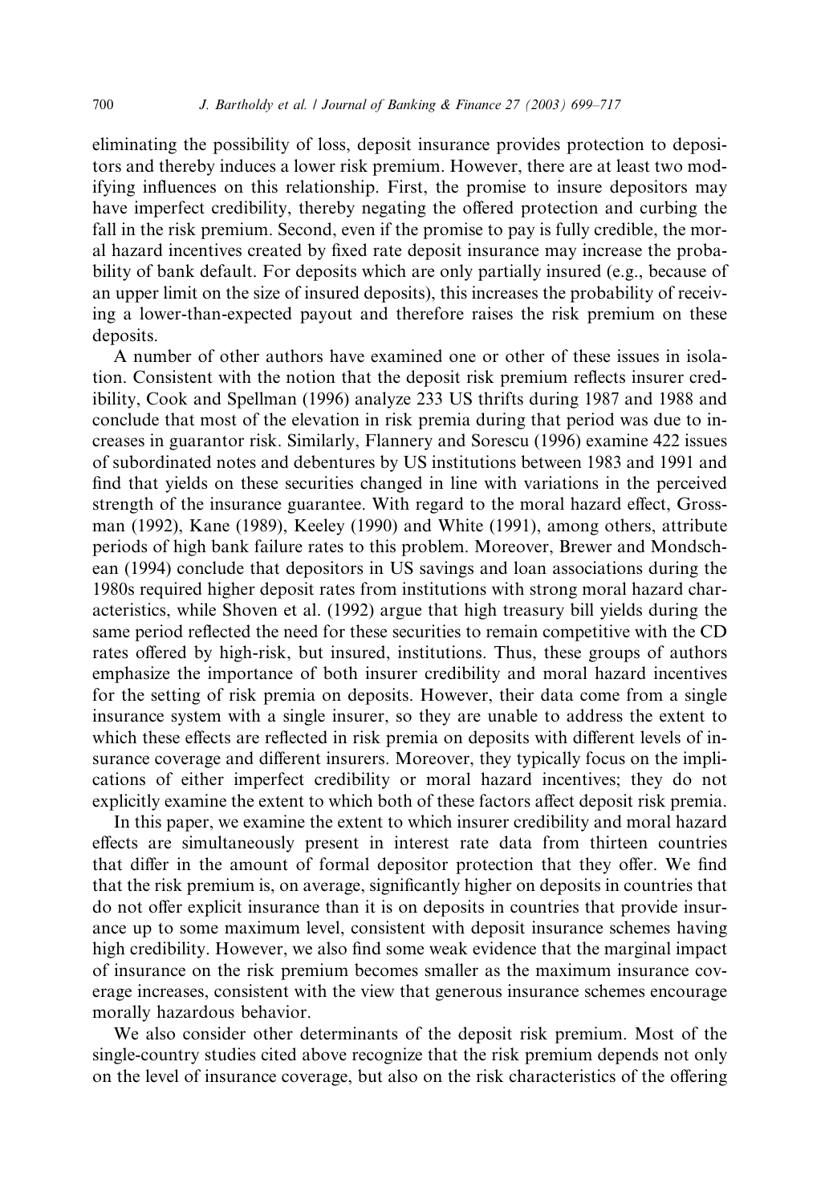eliminating the possibility of loss, deposit insurance provides protection to depositors and thereby induces a lower risk premium. However, there are at least two modifying influences on this relationship. First, the promise to insure depositors may have imperfect credibility, thereby negating the offered protection and curbing the fall in the risk premium. Second, even if the promise to pay is fully credible, the moral hazard incentives created by fixed rate deposit insurance may increase the probability of bank default. For deposits which are only partially insured (e.g., because of an upper limit on the size of insured deposits), this increases the probability of receiving a lower-than-expected payout and therefore raises the risk premium on these deposits.

A number of other authors have examined one or other of these issues in isolation. Consistent with the notion that the deposit risk premium reflects insurer credibility, Cook and Spellman (1996) analyze 233 US thrifts during 1987 and 1988 and conclude that most of the elevation in risk premia during that period was due to increases in guarantor risk. Similarly, Flannery and Sorescu (1996) examine 422 issues of subordinated notes and debentures by US institutions between 1983 and 1991 and find that yields on these securities changed in line with variations in the perceived strength of the insurance guarantee. With regard to the moral hazard effect, Grossman (1992), Kane (1989), Keeley (1990) and White (1991), among others, attribute periods of high bank failure rates to this problem. Moreover, Brewer and Mondschean (1994) conclude that depositors in US savings and loan associations during the 1980s required higher deposit rates from institutions with strong moral hazard characteristics, while Shoven et al. (1992) argue that high treasury bill yields during the same period reflected the need for these securities to remain competitive with the CD rates offered by high-risk, but insured, institutions. Thus, these groups of authors emphasize the importance of both insurer credibility and moral hazard incentives for the setting of risk premia on deposits. However, their data come from a single insurance system with a single insurer, so they are unable to address the extent to which these effects are reflected in risk premia on deposits with different levels of insurance coverage and different insurers. Moreover, they typically focus on the implications of either imperfect credibility or moral hazard incentives; they do not explicitly examine the extent to which both of these factors affect deposit risk premia.

In this paper, we examine the extent to which insurer credibility and moral hazard effects are simultaneously present in interest rate data from thirteen countries that differ in the amount of formal depositor protection that they offer. We find that the risk premium is, on average, significantly higher on deposits in countries that do not offer explicit insurance than it is on deposits in countries that provide insurance up to some maximum level, consistent with deposit insurance schemes having high credibility. However, we also find some weak evidence that the marginal impact of insurance on the risk premium becomes smaller as the maximum insurance coverage increases, consistent with the view that generous insurance schemes encourage morally hazardous behavior.

We also consider other determinants of the deposit risk premium. Most of the single-country studies cited above recognize that the risk premium depends not only on the level of insurance coverage, but also on the risk characteristics of the offering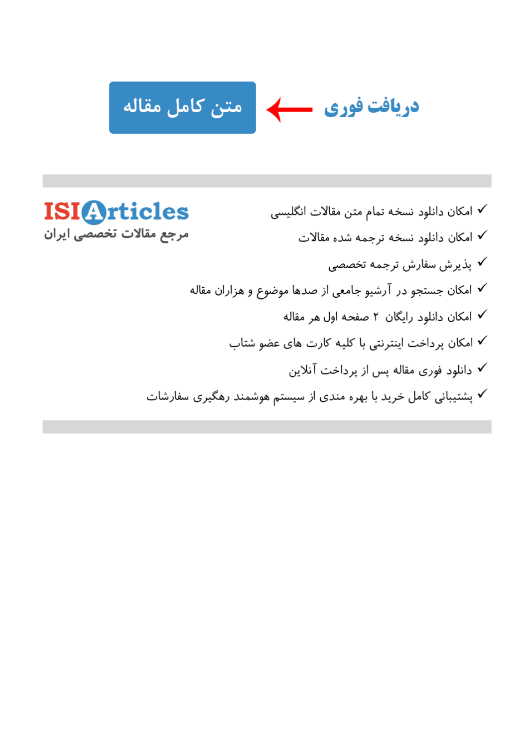دریافت فوری ← **متن کامل مقاله**

**ISIArticles**
مرجع مقالات تخصصی ایران

- ✓ امکان دانلود نسخه تمام متن مقالات انگلیسی
- ✓ امکان دانلود نسخه ترجمه شده مقالات
- ✓ پذیرش سفارش ترجمه تخصصی
- ✓ امکان جستجو در آرشیو جامعی از صدها موضوع و هزاران مقاله
- ✓ امکان دانلود رایگان ۲ صفحه اول هر مقاله
- ✓ امکان پرداخت اینترنتی با کلیه کارت های عضو شتاب
- ✓ دانلود فوری مقاله پس از پرداخت آنلاین
- ✓ پشتیبانی کامل خرید با بهره مندی از سیستم هوشمند رهگیری سفارشات